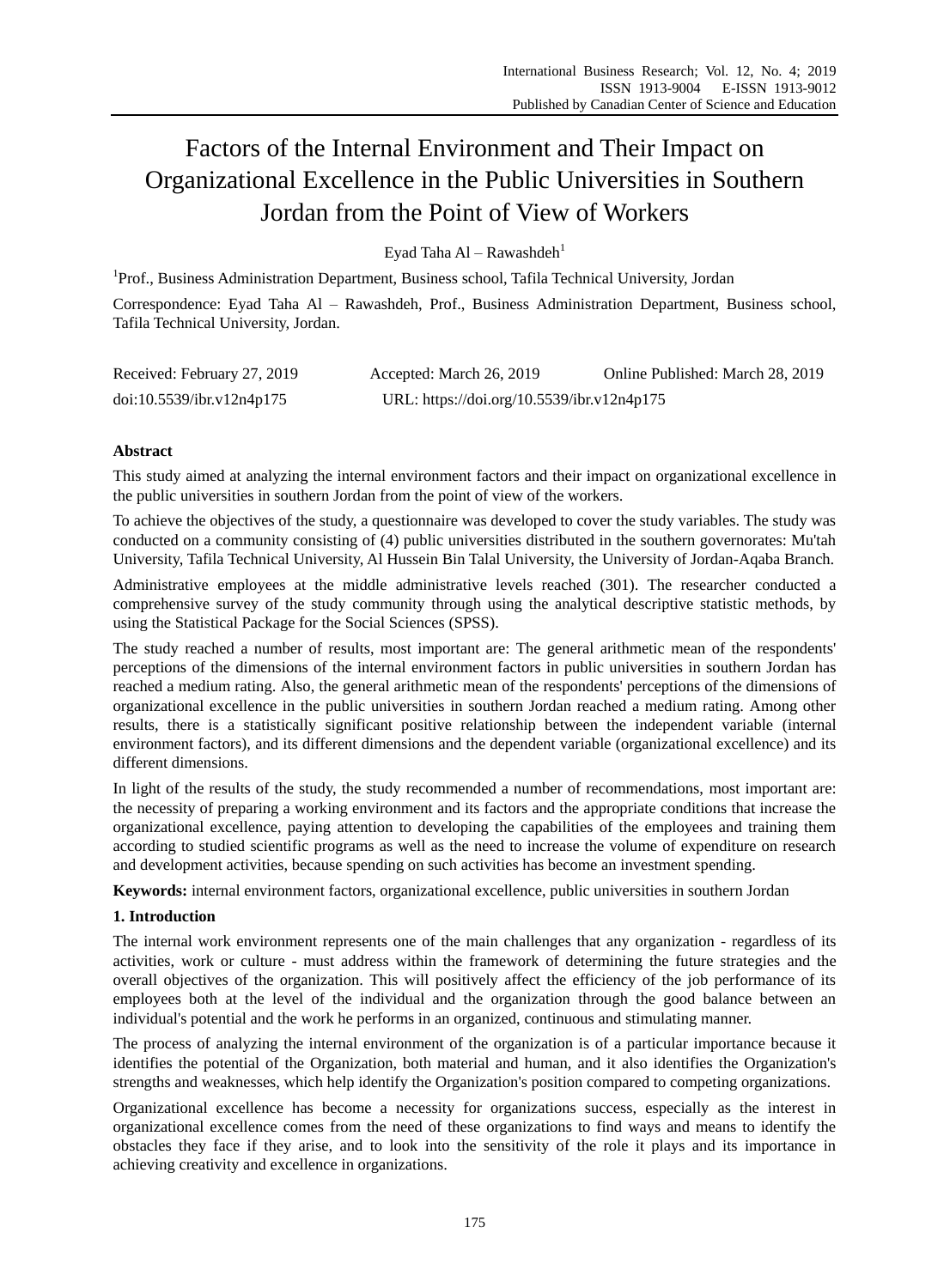# Factors of the Internal Environment and Their Impact on Organizational Excellence in the Public Universities in Southern Jordan from the Point of View of Workers

Eyad Taha Al – Rawashdeh[1]

[1]Prof., Business Administration Department, Business school, Tafila Technical University, Jordan

Correspondence: Eyad Taha Al – Rawashdeh, Prof., Business Administration Department, Business school, Tafila Technical University, Jordan.

Received: February 27, 2019 Accepted: March 26, 2019 Online Published: March 28, 2019

doi:10.5539/ibr.v12n4p175 URL: https://doi.org/10.5539/ibr.v12n4p175

## Abstract

This study aimed at analyzing the internal environment factors and their impact on organizational excellence in the public universities in southern Jordan from the point of view of the workers.

To achieve the objectives of the study, a questionnaire was developed to cover the study variables. The study was conducted on a community consisting of (4) public universities distributed in the southern governorates: Mu'tah University, Tafila Technical University, Al Hussein Bin Talal University, the University of Jordan-Aqaba Branch.

Administrative employees at the middle administrative levels reached (301). The researcher conducted a comprehensive survey of the study community through using the analytical descriptive statistic methods, by using the Statistical Package for the Social Sciences (SPSS).

The study reached a number of results, most important are: The general arithmetic mean of the respondents' perceptions of the dimensions of the internal environment factors in public universities in southern Jordan has reached a medium rating. Also, the general arithmetic mean of the respondents' perceptions of the dimensions of organizational excellence in the public universities in southern Jordan reached a medium rating. Among other results, there is a statistically significant positive relationship between the independent variable (internal environment factors), and its different dimensions and the dependent variable (organizational excellence) and its different dimensions.

In light of the results of the study, the study recommended a number of recommendations, most important are: the necessity of preparing a working environment and its factors and the appropriate conditions that increase the organizational excellence, paying attention to developing the capabilities of the employees and training them according to studied scientific programs as well as the need to increase the volume of expenditure on research and development activities, because spending on such activities has become an investment spending.

**Keywords:** internal environment factors, organizational excellence, public universities in southern Jordan

## 1. Introduction

The internal work environment represents one of the main challenges that any organization - regardless of its activities, work or culture - must address within the framework of determining the future strategies and the overall objectives of the organization. This will positively affect the efficiency of the job performance of its employees both at the level of the individual and the organization through the good balance between an individual's potential and the work he performs in an organized, continuous and stimulating manner.

The process of analyzing the internal environment of the organization is of a particular importance because it identifies the potential of the Organization, both material and human, and it also identifies the Organization's strengths and weaknesses, which help identify the Organization's position compared to competing organizations.

Organizational excellence has become a necessity for organizations success, especially as the interest in organizational excellence comes from the need of these organizations to find ways and means to identify the obstacles they face if they arise, and to look into the sensitivity of the role it plays and its importance in achieving creativity and excellence in organizations.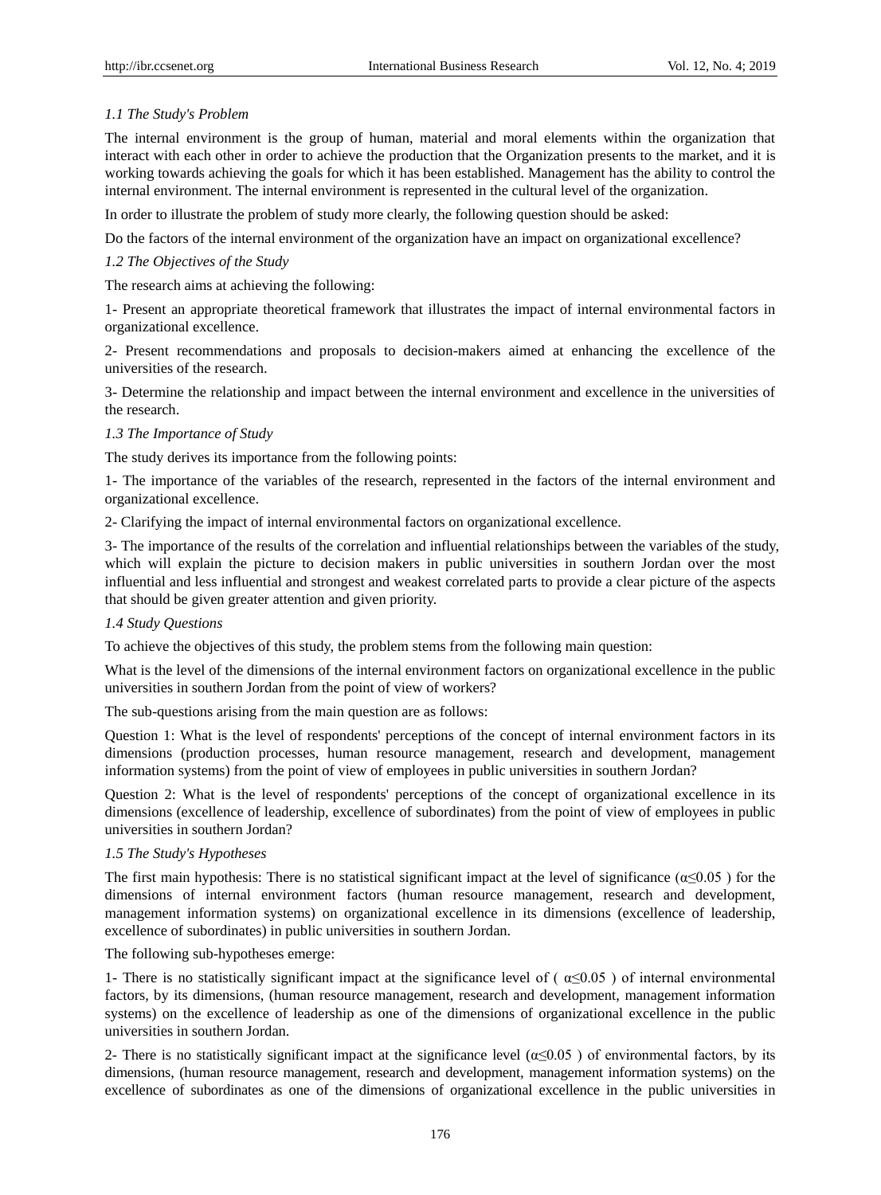### *1.1 The Study's Problem*

The internal environment is the group of human, material and moral elements within the organization that interact with each other in order to achieve the production that the Organization presents to the market, and it is working towards achieving the goals for which it has been established. Management has the ability to control the internal environment. The internal environment is represented in the cultural level of the organization.

In order to illustrate the problem of study more clearly, the following question should be asked:

Do the factors of the internal environment of the organization have an impact on organizational excellence?

### *1.2 The Objectives of the Study*

The research aims at achieving the following:

1- Present an appropriate theoretical framework that illustrates the impact of internal environmental factors in organizational excellence.

2- Present recommendations and proposals to decision-makers aimed at enhancing the excellence of the universities of the research.

3- Determine the relationship and impact between the internal environment and excellence in the universities of the research.

### *1.3 The Importance of Study*

The study derives its importance from the following points:

1- The importance of the variables of the research, represented in the factors of the internal environment and organizational excellence.

2- Clarifying the impact of internal environmental factors on organizational excellence.

3- The importance of the results of the correlation and influential relationships between the variables of the study, which will explain the picture to decision makers in public universities in southern Jordan over the most influential and less influential and strongest and weakest correlated parts to provide a clear picture of the aspects that should be given greater attention and given priority.

### *1.4 Study Questions*

To achieve the objectives of this study, the problem stems from the following main question:

What is the level of the dimensions of the internal environment factors on organizational excellence in the public universities in southern Jordan from the point of view of workers?

The sub-questions arising from the main question are as follows:

Question 1: What is the level of respondents' perceptions of the concept of internal environment factors in its dimensions (production processes, human resource management, research and development, management information systems) from the point of view of employees in public universities in southern Jordan?

Question 2: What is the level of respondents' perceptions of the concept of organizational excellence in its dimensions (excellence of leadership, excellence of subordinates) from the point of view of employees in public universities in southern Jordan?

### *1.5 The Study's Hypotheses*

The first main hypothesis: There is no statistical significant impact at the level of significance ($\alpha \leq 0.05$ ) for the dimensions of internal environment factors (human resource management, research and development, management information systems) on organizational excellence in its dimensions (excellence of leadership, excellence of subordinates) in public universities in southern Jordan.

The following sub-hypotheses emerge:

1- There is no statistically significant impact at the significance level of ( $\alpha \leq 0.05$ ) of internal environmental factors, by its dimensions, (human resource management, research and development, management information systems) on the excellence of leadership as one of the dimensions of organizational excellence in the public universities in southern Jordan.

2- There is no statistically significant impact at the significance level ($\alpha \leq 0.05$ ) of environmental factors, by its dimensions, (human resource management, research and development, management information systems) on the excellence of subordinates as one of the dimensions of organizational excellence in the public universities in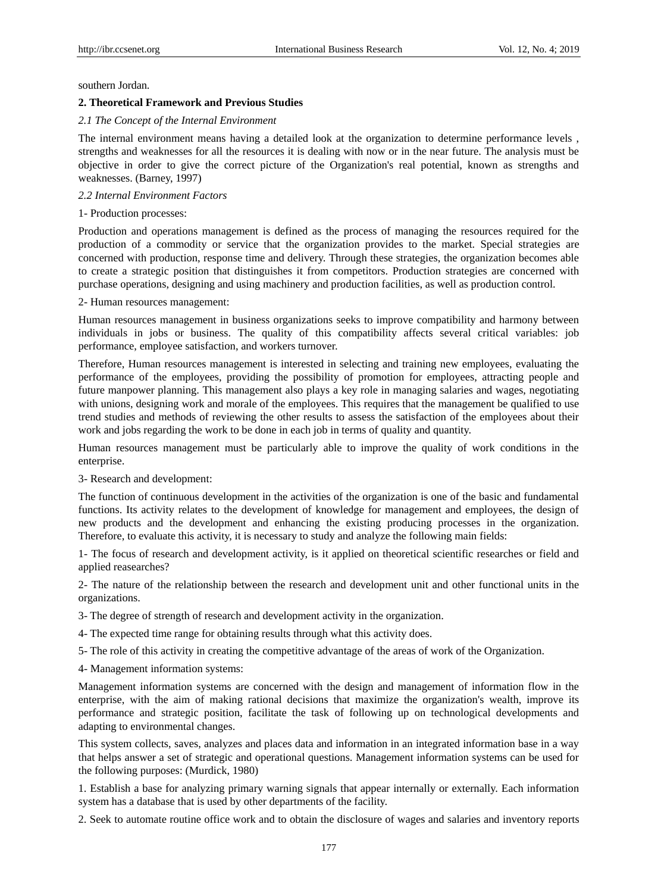southern Jordan.

## 2. Theoretical Framework and Previous Studies

### *2.1 The Concept of the Internal Environment*

The internal environment means having a detailed look at the organization to determine performance levels , strengths and weaknesses for all the resources it is dealing with now or in the near future. The analysis must be objective in order to give the correct picture of the Organization's real potential, known as strengths and weaknesses. (Barney, 1997)

### *2.2 Internal Environment Factors*

1- Production processes:

Production and operations management is defined as the process of managing the resources required for the production of a commodity or service that the organization provides to the market. Special strategies are concerned with production, response time and delivery. Through these strategies, the organization becomes able to create a strategic position that distinguishes it from competitors. Production strategies are concerned with purchase operations, designing and using machinery and production facilities, as well as production control.

2- Human resources management:

Human resources management in business organizations seeks to improve compatibility and harmony between individuals in jobs or business. The quality of this compatibility affects several critical variables: job performance, employee satisfaction, and workers turnover.

Therefore, Human resources management is interested in selecting and training new employees, evaluating the performance of the employees, providing the possibility of promotion for employees, attracting people and future manpower planning. This management also plays a key role in managing salaries and wages, negotiating with unions, designing work and morale of the employees. This requires that the management be qualified to use trend studies and methods of reviewing the other results to assess the satisfaction of the employees about their work and jobs regarding the work to be done in each job in terms of quality and quantity.

Human resources management must be particularly able to improve the quality of work conditions in the enterprise.

3- Research and development:

The function of continuous development in the activities of the organization is one of the basic and fundamental functions. Its activity relates to the development of knowledge for management and employees, the design of new products and the development and enhancing the existing producing processes in the organization. Therefore, to evaluate this activity, it is necessary to study and analyze the following main fields:

1- The focus of research and development activity, is it applied on theoretical scientific researches or field and applied reasearches?

2- The nature of the relationship between the research and development unit and other functional units in the organizations.

3- The degree of strength of research and development activity in the organization.

4- The expected time range for obtaining results through what this activity does.

5- The role of this activity in creating the competitive advantage of the areas of work of the Organization.

4- Management information systems:

Management information systems are concerned with the design and management of information flow in the enterprise, with the aim of making rational decisions that maximize the organization's wealth, improve its performance and strategic position, facilitate the task of following up on technological developments and adapting to environmental changes.

This system collects, saves, analyzes and places data and information in an integrated information base in a way that helps answer a set of strategic and operational questions. Management information systems can be used for the following purposes: (Murdick, 1980)

1. Establish a base for analyzing primary warning signals that appear internally or externally. Each information system has a database that is used by other departments of the facility.

2. Seek to automate routine office work and to obtain the disclosure of wages and salaries and inventory reports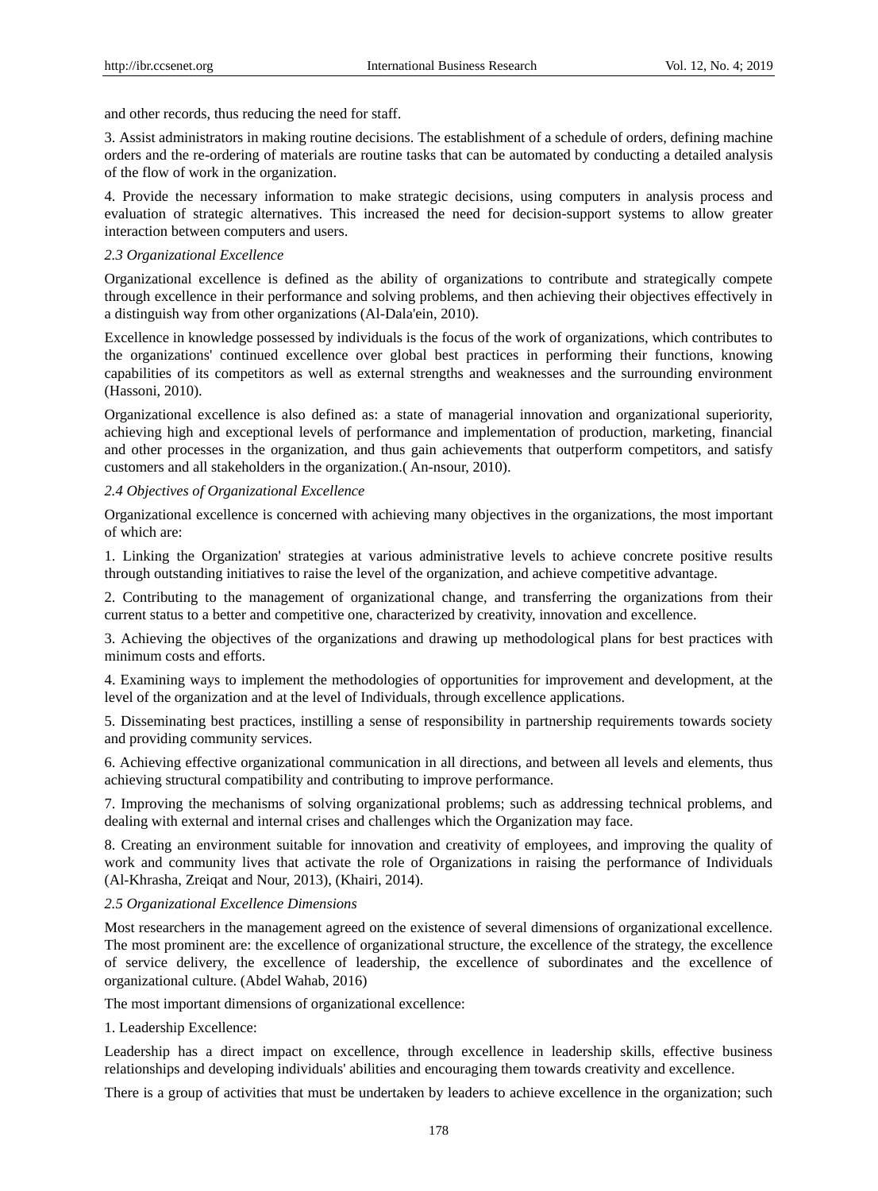and other records, thus reducing the need for staff.

3. Assist administrators in making routine decisions. The establishment of a schedule of orders, defining machine orders and the re-ordering of materials are routine tasks that can be automated by conducting a detailed analysis of the flow of work in the organization.

4. Provide the necessary information to make strategic decisions, using computers in analysis process and evaluation of strategic alternatives. This increased the need for decision-support systems to allow greater interaction between computers and users.

### *2.3 Organizational Excellence*

Organizational excellence is defined as the ability of organizations to contribute and strategically compete through excellence in their performance and solving problems, and then achieving their objectives effectively in a distinguish way from other organizations (Al-Dala'ein, 2010).

Excellence in knowledge possessed by individuals is the focus of the work of organizations, which contributes to the organizations' continued excellence over global best practices in performing their functions, knowing capabilities of its competitors as well as external strengths and weaknesses and the surrounding environment (Hassoni, 2010).

Organizational excellence is also defined as: a state of managerial innovation and organizational superiority, achieving high and exceptional levels of performance and implementation of production, marketing, financial and other processes in the organization, and thus gain achievements that outperform competitors, and satisfy customers and all stakeholders in the organization.( An-nsour, 2010).

### *2.4 Objectives of Organizational Excellence*

Organizational excellence is concerned with achieving many objectives in the organizations, the most important of which are:

1. Linking the Organization' strategies at various administrative levels to achieve concrete positive results through outstanding initiatives to raise the level of the organization, and achieve competitive advantage.

2. Contributing to the management of organizational change, and transferring the organizations from their current status to a better and competitive one, characterized by creativity, innovation and excellence.

3. Achieving the objectives of the organizations and drawing up methodological plans for best practices with minimum costs and efforts.

4. Examining ways to implement the methodologies of opportunities for improvement and development, at the level of the organization and at the level of Individuals, through excellence applications.

5. Disseminating best practices, instilling a sense of responsibility in partnership requirements towards society and providing community services.

6. Achieving effective organizational communication in all directions, and between all levels and elements, thus achieving structural compatibility and contributing to improve performance.

7. Improving the mechanisms of solving organizational problems; such as addressing technical problems, and dealing with external and internal crises and challenges which the Organization may face.

8. Creating an environment suitable for innovation and creativity of employees, and improving the quality of work and community lives that activate the role of Organizations in raising the performance of Individuals (Al-Khrasha, Zreiqat and Nour, 2013), (Khairi, 2014).

### *2.5 Organizational Excellence Dimensions*

Most researchers in the management agreed on the existence of several dimensions of organizational excellence. The most prominent are: the excellence of organizational structure, the excellence of the strategy, the excellence of service delivery, the excellence of leadership, the excellence of subordinates and the excellence of organizational culture. (Abdel Wahab, 2016)

The most important dimensions of organizational excellence:

1. Leadership Excellence:

Leadership has a direct impact on excellence, through excellence in leadership skills, effective business relationships and developing individuals' abilities and encouraging them towards creativity and excellence.

There is a group of activities that must be undertaken by leaders to achieve excellence in the organization; such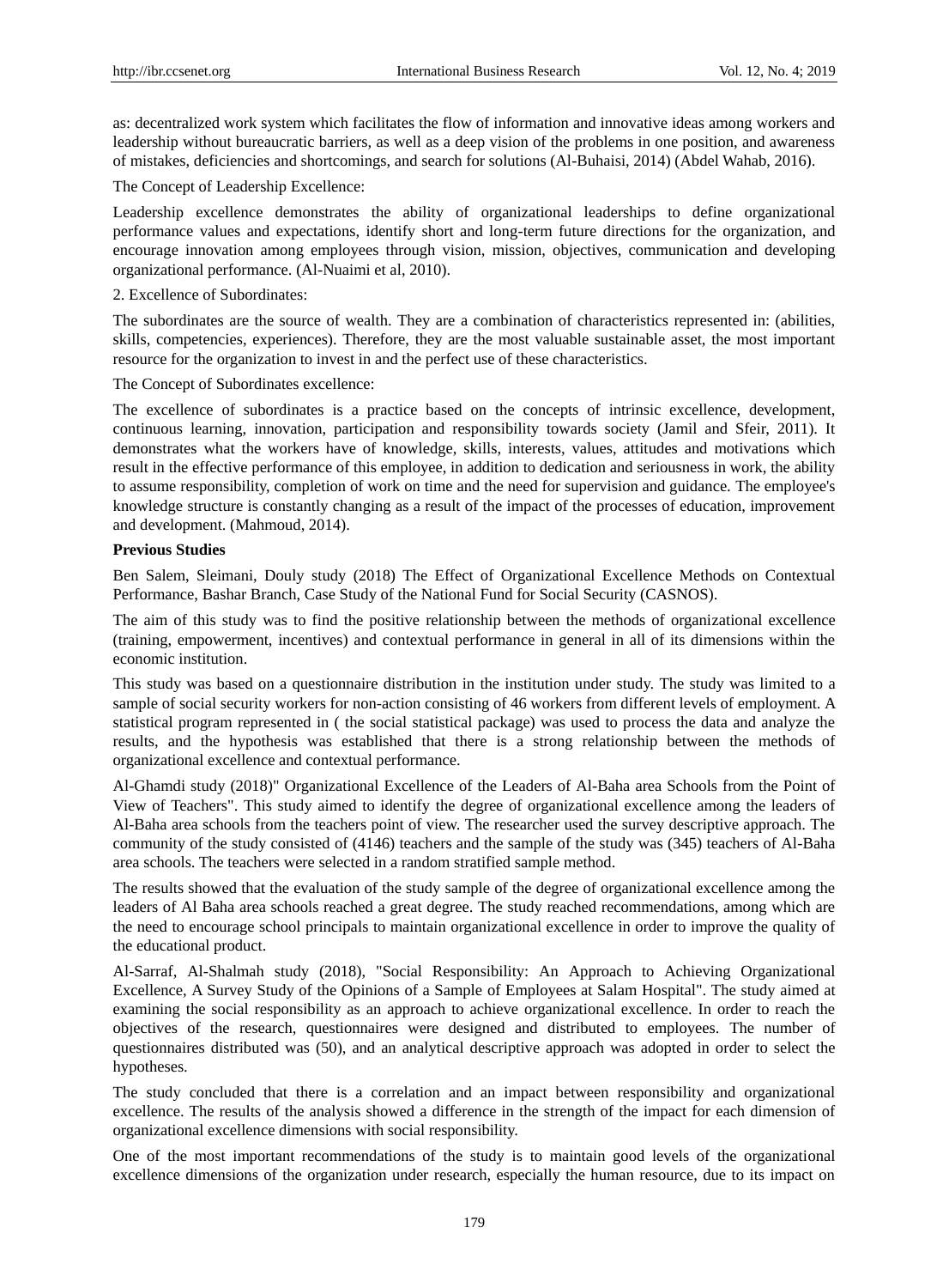as: decentralized work system which facilitates the flow of information and innovative ideas among workers and leadership without bureaucratic barriers, as well as a deep vision of the problems in one position, and awareness of mistakes, deficiencies and shortcomings, and search for solutions (Al-Buhaisi, 2014) (Abdel Wahab, 2016).

The Concept of Leadership Excellence:

Leadership excellence demonstrates the ability of organizational leaderships to define organizational performance values and expectations, identify short and long-term future directions for the organization, and encourage innovation among employees through vision, mission, objectives, communication and developing organizational performance. (Al-Nuaimi et al, 2010).

2. Excellence of Subordinates:

The subordinates are the source of wealth. They are a combination of characteristics represented in: (abilities, skills, competencies, experiences). Therefore, they are the most valuable sustainable asset, the most important resource for the organization to invest in and the perfect use of these characteristics.

The Concept of Subordinates excellence:

The excellence of subordinates is a practice based on the concepts of intrinsic excellence, development, continuous learning, innovation, participation and responsibility towards society (Jamil and Sfeir, 2011). It demonstrates what the workers have of knowledge, skills, interests, values, attitudes and motivations which result in the effective performance of this employee, in addition to dedication and seriousness in work, the ability to assume responsibility, completion of work on time and the need for supervision and guidance. The employee's knowledge structure is constantly changing as a result of the impact of the processes of education, improvement and development. (Mahmoud, 2014).

**Previous Studies**

Ben Salem, Sleimani, Douly study (2018) The Effect of Organizational Excellence Methods on Contextual Performance, Bashar Branch, Case Study of the National Fund for Social Security (CASNOS).

The aim of this study was to find the positive relationship between the methods of organizational excellence (training, empowerment, incentives) and contextual performance in general in all of its dimensions within the economic institution.

This study was based on a questionnaire distribution in the institution under study. The study was limited to a sample of social security workers for non-action consisting of 46 workers from different levels of employment. A statistical program represented in ( the social statistical package) was used to process the data and analyze the results, and the hypothesis was established that there is a strong relationship between the methods of organizational excellence and contextual performance.

Al-Ghamdi study (2018)" Organizational Excellence of the Leaders of Al-Baha area Schools from the Point of View of Teachers". This study aimed to identify the degree of organizational excellence among the leaders of Al-Baha area schools from the teachers point of view. The researcher used the survey descriptive approach. The community of the study consisted of (4146) teachers and the sample of the study was (345) teachers of Al-Baha area schools. The teachers were selected in a random stratified sample method.

The results showed that the evaluation of the study sample of the degree of organizational excellence among the leaders of Al Baha area schools reached a great degree. The study reached recommendations, among which are the need to encourage school principals to maintain organizational excellence in order to improve the quality of the educational product.

Al-Sarraf, Al-Shalmah study (2018), "Social Responsibility: An Approach to Achieving Organizational Excellence, A Survey Study of the Opinions of a Sample of Employees at Salam Hospital". The study aimed at examining the social responsibility as an approach to achieve organizational excellence. In order to reach the objectives of the research, questionnaires were designed and distributed to employees. The number of questionnaires distributed was (50), and an analytical descriptive approach was adopted in order to select the hypotheses.

The study concluded that there is a correlation and an impact between responsibility and organizational excellence. The results of the analysis showed a difference in the strength of the impact for each dimension of organizational excellence dimensions with social responsibility.

One of the most important recommendations of the study is to maintain good levels of the organizational excellence dimensions of the organization under research, especially the human resource, due to its impact on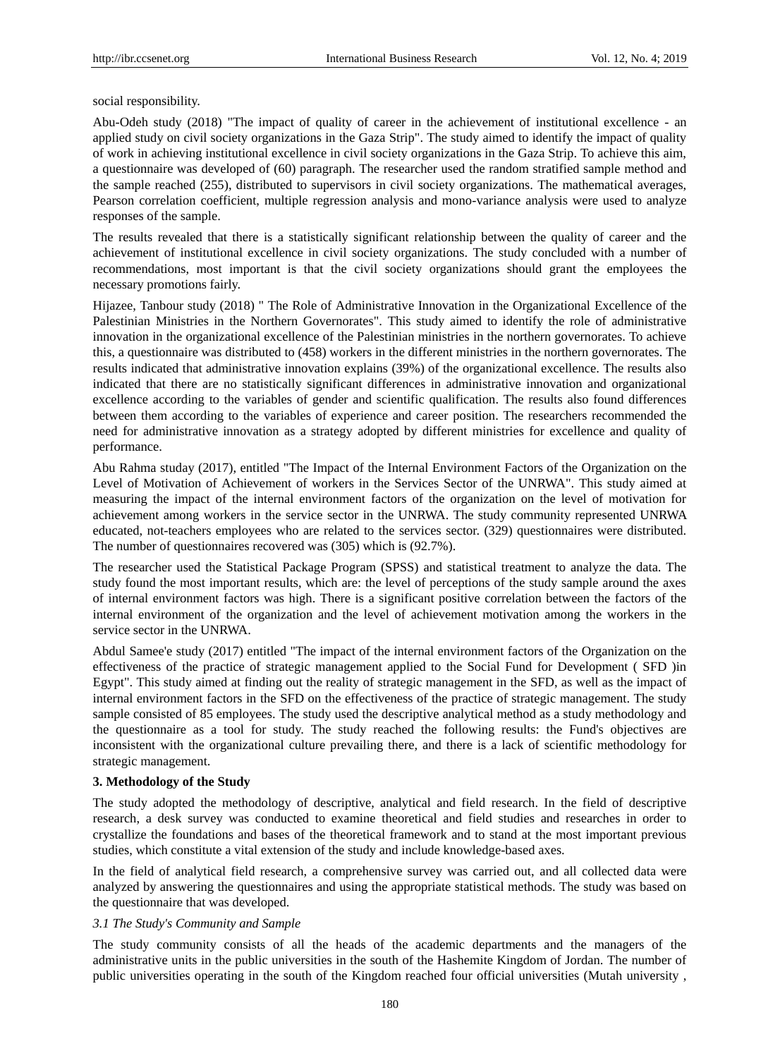social responsibility.

Abu-Odeh study (2018) "The impact of quality of career in the achievement of institutional excellence - an applied study on civil society organizations in the Gaza Strip". The study aimed to identify the impact of quality of work in achieving institutional excellence in civil society organizations in the Gaza Strip. To achieve this aim, a questionnaire was developed of (60) paragraph. The researcher used the random stratified sample method and the sample reached (255), distributed to supervisors in civil society organizations. The mathematical averages, Pearson correlation coefficient, multiple regression analysis and mono-variance analysis were used to analyze responses of the sample.

The results revealed that there is a statistically significant relationship between the quality of career and the achievement of institutional excellence in civil society organizations. The study concluded with a number of recommendations, most important is that the civil society organizations should grant the employees the necessary promotions fairly.

Hijazee, Tanbour study (2018) " The Role of Administrative Innovation in the Organizational Excellence of the Palestinian Ministries in the Northern Governorates". This study aimed to identify the role of administrative innovation in the organizational excellence of the Palestinian ministries in the northern governorates. To achieve this, a questionnaire was distributed to (458) workers in the different ministries in the northern governorates. The results indicated that administrative innovation explains (39%) of the organizational excellence. The results also indicated that there are no statistically significant differences in administrative innovation and organizational excellence according to the variables of gender and scientific qualification. The results also found differences between them according to the variables of experience and career position. The researchers recommended the need for administrative innovation as a strategy adopted by different ministries for excellence and quality of performance.

Abu Rahma studay (2017), entitled "The Impact of the Internal Environment Factors of the Organization on the Level of Motivation of Achievement of workers in the Services Sector of the UNRWA". This study aimed at measuring the impact of the internal environment factors of the organization on the level of motivation for achievement among workers in the service sector in the UNRWA. The study community represented UNRWA educated, not-teachers employees who are related to the services sector. (329) questionnaires were distributed. The number of questionnaires recovered was (305) which is (92.7%).

The researcher used the Statistical Package Program (SPSS) and statistical treatment to analyze the data. The study found the most important results, which are: the level of perceptions of the study sample around the axes of internal environment factors was high. There is a significant positive correlation between the factors of the internal environment of the organization and the level of achievement motivation among the workers in the service sector in the UNRWA.

Abdul Samee'e study (2017) entitled "The impact of the internal environment factors of the Organization on the effectiveness of the practice of strategic management applied to the Social Fund for Development ( SFD )in Egypt". This study aimed at finding out the reality of strategic management in the SFD, as well as the impact of internal environment factors in the SFD on the effectiveness of the practice of strategic management. The study sample consisted of 85 employees. The study used the descriptive analytical method as a study methodology and the questionnaire as a tool for study. The study reached the following results: the Fund's objectives are inconsistent with the organizational culture prevailing there, and there is a lack of scientific methodology for strategic management.

**3. Methodology of the Study**

The study adopted the methodology of descriptive, analytical and field research. In the field of descriptive research, a desk survey was conducted to examine theoretical and field studies and researches in order to crystallize the foundations and bases of the theoretical framework and to stand at the most important previous studies, which constitute a vital extension of the study and include knowledge-based axes.

In the field of analytical field research, a comprehensive survey was carried out, and all collected data were analyzed by answering the questionnaires and using the appropriate statistical methods. The study was based on the questionnaire that was developed.

*3.1 The Study's Community and Sample*

The study community consists of all the heads of the academic departments and the managers of the administrative units in the public universities in the south of the Hashemite Kingdom of Jordan. The number of public universities operating in the south of the Kingdom reached four official universities (Mutah university ,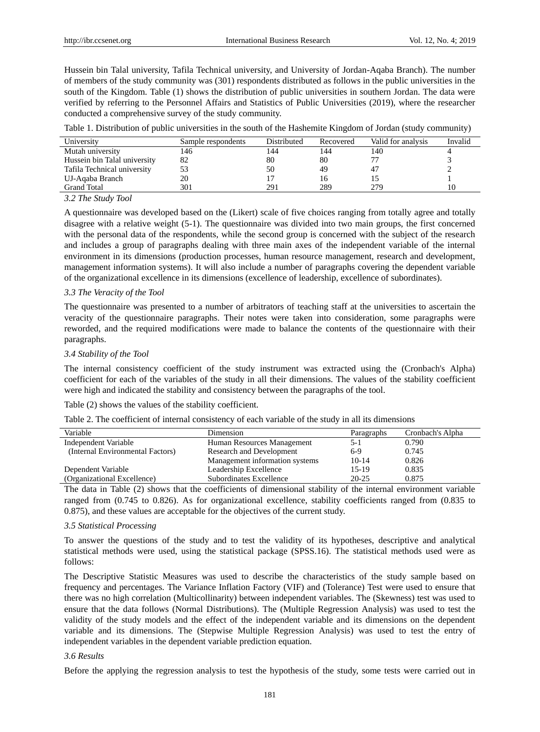Hussein bin Talal university, Tafila Technical university, and University of Jordan-Aqaba Branch). The number of members of the study community was (301) respondents distributed as follows in the public universities in the south of the Kingdom. Table (1) shows the distribution of public universities in southern Jordan. The data were verified by referring to the Personnel Affairs and Statistics of Public Universities (2019), where the researcher conducted a comprehensive survey of the study community.

Table 1. Distribution of public universities in the south of the Hashemite Kingdom of Jordan (study community)

| University | Sample respondents | Distributed | Recovered | Valid for analysis | Invalid |
|---|---|---|---|---|---|
| Mutah university | 146 | 144 | 144 | 140 | 4 |
| Hussein bin Talal university | 82 | 80 | 80 | 77 | 3 |
| Tafila Technical university | 53 | 50 | 49 | 47 | 2 |
| UJ-Aqaba Branch | 20 | 17 | 16 | 15 | 1 |
| Grand Total | 301 | 291 | 289 | 279 | 10 |

### *3.2 The Study Tool*

A questionnaire was developed based on the (Likert) scale of five choices ranging from totally agree and totally disagree with a relative weight (5-1). The questionnaire was divided into two main groups, the first concerned with the personal data of the respondents, while the second group is concerned with the subject of the research and includes a group of paragraphs dealing with three main axes of the independent variable of the internal environment in its dimensions (production processes, human resource management, research and development, management information systems). It will also include a number of paragraphs covering the dependent variable of the organizational excellence in its dimensions (excellence of leadership, excellence of subordinates).

### *3.3 The Veracity of the Tool*

The questionnaire was presented to a number of arbitrators of teaching staff at the universities to ascertain the veracity of the questionnaire paragraphs. Their notes were taken into consideration, some paragraphs were reworded, and the required modifications were made to balance the contents of the questionnaire with their paragraphs.

### *3.4 Stability of the Tool*

The internal consistency coefficient of the study instrument was extracted using the (Cronbach's Alpha) coefficient for each of the variables of the study in all their dimensions. The values of the stability coefficient were high and indicated the stability and consistency between the paragraphs of the tool.

Table (2) shows the values of the stability coefficient.

Table 2. The coefficient of internal consistency of each variable of the study in all its dimensions

| Variable | Dimension | Paragraphs | Cronbach's Alpha |
|---|---|---|---|
| Independent Variable (Internal Environmental Factors) | Human Resources Management | 5-1 | 0.790 |
| | Research and Development | 6-9 | 0.745 |
| | Management information systems | 10-14 | 0.826 |
| Dependent Variable (Organizational Excellence) | Leadership Excellence | 15-19 | 0.835 |
| | Subordinates Excellence | 20-25 | 0.875 |

The data in Table (2) shows that the coefficients of dimensional stability of the internal environment variable ranged from (0.745 to 0.826). As for organizational excellence, stability coefficients ranged from (0.835 to 0.875), and these values are acceptable for the objectives of the current study.

### *3.5 Statistical Processing*

To answer the questions of the study and to test the validity of its hypotheses, descriptive and analytical statistical methods were used, using the statistical package (SPSS.16). The statistical methods used were as follows:

The Descriptive Statistic Measures was used to describe the characteristics of the study sample based on frequency and percentages. The Variance Inflation Factory (VIF) and (Tolerance) Test were used to ensure that there was no high correlation (Multicollinarity) between independent variables. The (Skewness) test was used to ensure that the data follows (Normal Distributions). The (Multiple Regression Analysis) was used to test the validity of the study models and the effect of the independent variable and its dimensions on the dependent variable and its dimensions. The (Stepwise Multiple Regression Analysis) was used to test the entry of independent variables in the dependent variable prediction equation.

### *3.6 Results*

Before the applying the regression analysis to test the hypothesis of the study, some tests were carried out in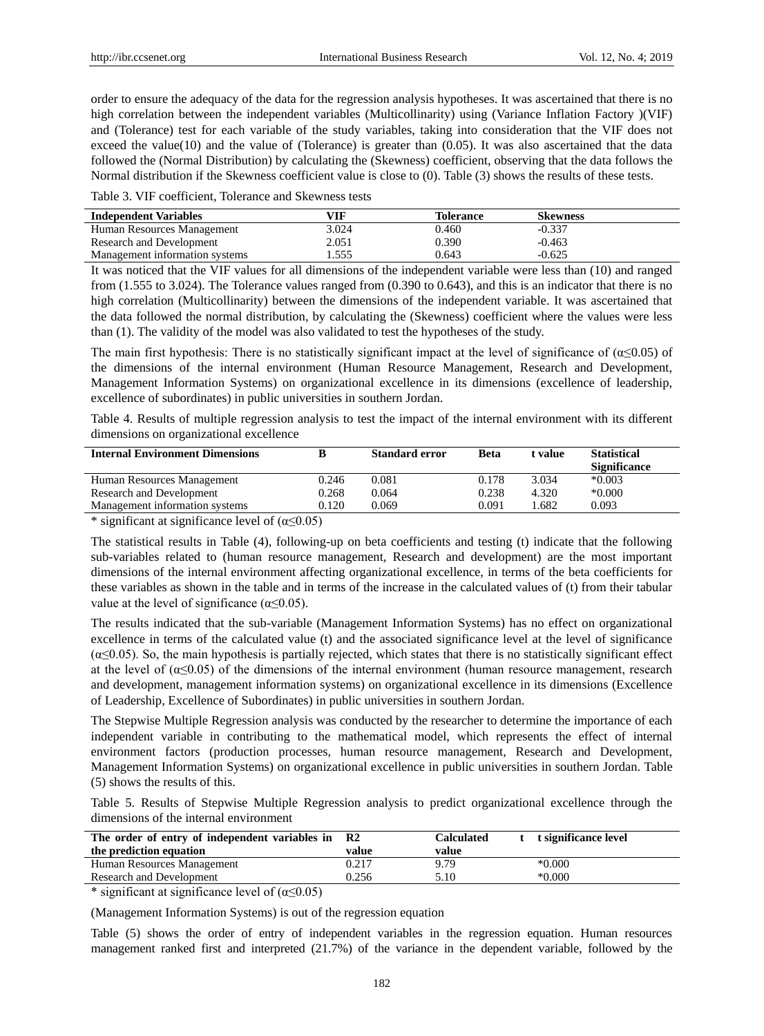order to ensure the adequacy of the data for the regression analysis hypotheses. It was ascertained that there is no high correlation between the independent variables (Multicollinarity) using (Variance Inflation Factory )(VIF) and (Tolerance) test for each variable of the study variables, taking into consideration that the VIF does not exceed the value(10) and the value of (Tolerance) is greater than (0.05). It was also ascertained that the data followed the (Normal Distribution) by calculating the (Skewness) coefficient, observing that the data follows the Normal distribution if the Skewness coefficient value is close to (0). Table (3) shows the results of these tests.

Table 3. VIF coefficient, Tolerance and Skewness tests

| Independent Variables | VIF | Tolerance | Skewness |
|---|---|---|---|
| Human Resources Management | 3.024 | 0.460 | -0.337 |
| Research and Development | 2.051 | 0.390 | -0.463 |
| Management information systems | 1.555 | 0.643 | -0.625 |

It was noticed that the VIF values for all dimensions of the independent variable were less than (10) and ranged from (1.555 to 3.024). The Tolerance values ranged from (0.390 to 0.643), and this is an indicator that there is no high correlation (Multicollinarity) between the dimensions of the independent variable. It was ascertained that the data followed the normal distribution, by calculating the (Skewness) coefficient where the values were less than (1). The validity of the model was also validated to test the hypotheses of the study.

The main first hypothesis: There is no statistically significant impact at the level of significance of ($\alpha \leq 0.05$) of the dimensions of the internal environment (Human Resource Management, Research and Development, Management Information Systems) on organizational excellence in its dimensions (excellence of leadership, excellence of subordinates) in public universities in southern Jordan.

Table 4. Results of multiple regression analysis to test the impact of the internal environment with its different dimensions on organizational excellence

| Internal Environment Dimensions | B | Standard error | Beta | t value | Statistical Significance |
|---|---|---|---|---|---|
| Human Resources Management | 0.246 | 0.081 | 0.178 | 3.034 | *0.003 |
| Research and Development | 0.268 | 0.064 | 0.238 | 4.320 | *0.000 |
| Management information systems | 0.120 | 0.069 | 0.091 | 1.682 | 0.093 |

* significant at significance level of ($\alpha \leq 0.05$)

The statistical results in Table (4), following-up on beta coefficients and testing (t) indicate that the following sub-variables related to (human resource management, Research and development) are the most important dimensions of the internal environment affecting organizational excellence, in terms of the beta coefficients for these variables as shown in the table and in terms of the increase in the calculated values of (t) from their tabular value at the level of significance ($\alpha \leq 0.05$).

The results indicated that the sub-variable (Management Information Systems) has no effect on organizational excellence in terms of the calculated value (t) and the associated significance level at the level of significance ($\alpha \leq 0.05$). So, the main hypothesis is partially rejected, which states that there is no statistically significant effect at the level of ($\alpha \leq 0.05$) of the dimensions of the internal environment (human resource management, research and development, management information systems) on organizational excellence in its dimensions (Excellence of Leadership, Excellence of Subordinates) in public universities in southern Jordan.

The Stepwise Multiple Regression analysis was conducted by the researcher to determine the importance of each independent variable in contributing to the mathematical model, which represents the effect of internal environment factors (production processes, human resource management, Research and Development, Management Information Systems) on organizational excellence in public universities in southern Jordan. Table (5) shows the results of this.

Table 5. Results of Stepwise Multiple Regression analysis to predict organizational excellence through the dimensions of the internal environment

| The order of entry of independent variables in the prediction equation | R2 value | Calculated t value | t significance level |
|---|---|---|---|
| Human Resources Management | 0.217 | 9.79 | *0.000 |
| Research and Development | 0.256 | 5.10 | *0.000 |

* significant at significance level of ($\alpha \leq 0.05$)

(Management Information Systems) is out of the regression equation

Table (5) shows the order of entry of independent variables in the regression equation. Human resources management ranked first and interpreted (21.7%) of the variance in the dependent variable, followed by the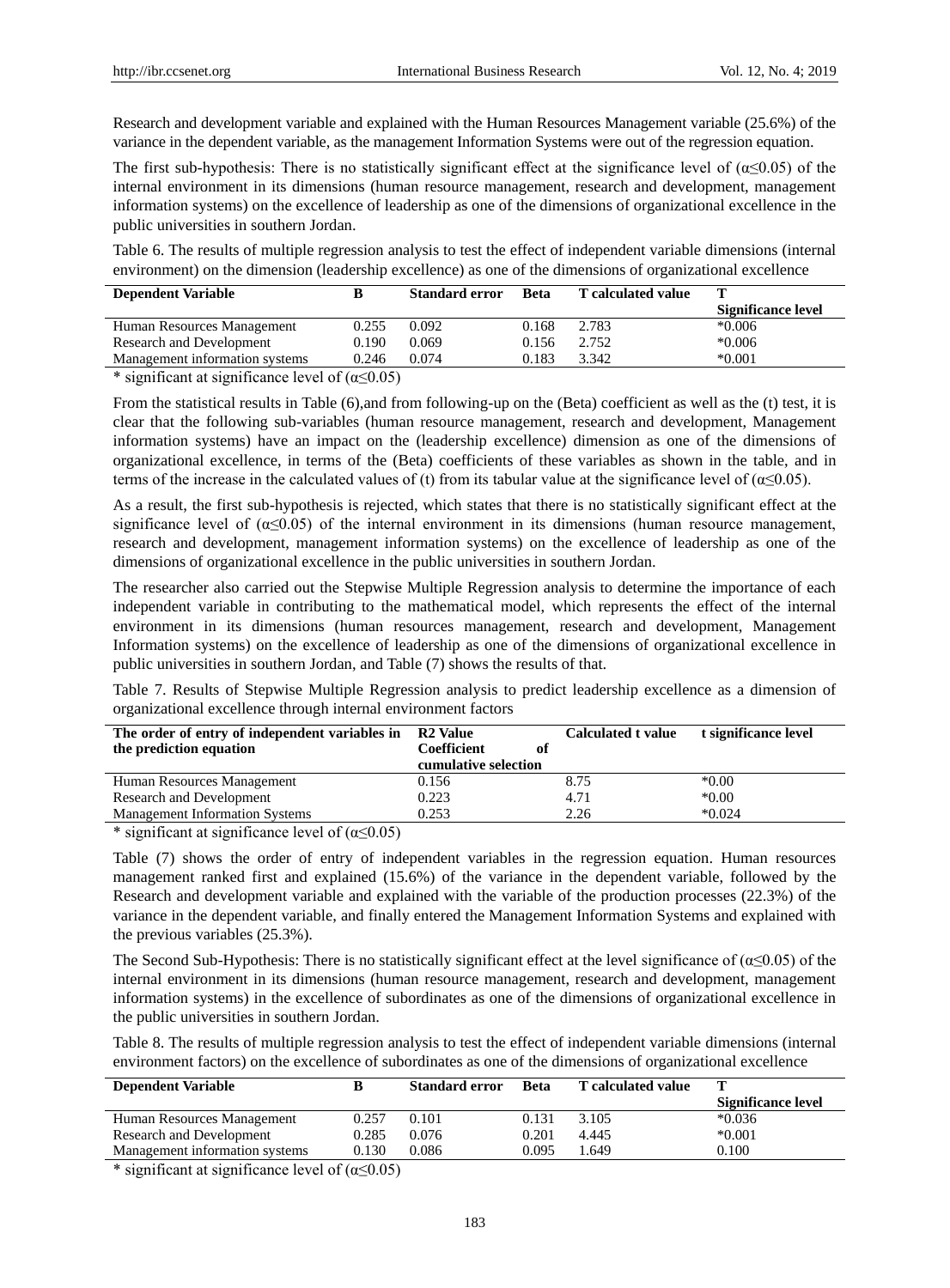Research and development variable and explained with the Human Resources Management variable (25.6%) of the variance in the dependent variable, as the management Information Systems were out of the regression equation.

The first sub-hypothesis: There is no statistically significant effect at the significance level of ($\alpha \leq 0.05$) of the internal environment in its dimensions (human resource management, research and development, management information systems) on the excellence of leadership as one of the dimensions of organizational excellence in the public universities in southern Jordan.

Table 6. The results of multiple regression analysis to test the effect of independent variable dimensions (internal environment) on the dimension (leadership excellence) as one of the dimensions of organizational excellence

| Dependent Variable | B | Standard error | Beta | T calculated value | T Significance level |
|---|---|---|---|---|---|
| Human Resources Management | 0.255 | 0.092 | 0.168 | 2.783 | *0.006 |
| Research and Development | 0.190 | 0.069 | 0.156 | 2.752 | *0.006 |
| Management information systems | 0.246 | 0.074 | 0.183 | 3.342 | *0.001 |

* significant at significance level of ($\alpha \leq 0.05$)

From the statistical results in Table (6),and from following-up on the (Beta) coefficient as well as the (t) test, it is clear that the following sub-variables (human resource management, research and development, Management information systems) have an impact on the (leadership excellence) dimension as one of the dimensions of organizational excellence, in terms of the (Beta) coefficients of these variables as shown in the table, and in terms of the increase in the calculated values of (t) from its tabular value at the significance level of ($\alpha \leq 0.05$).

As a result, the first sub-hypothesis is rejected, which states that there is no statistically significant effect at the significance level of ($\alpha \leq 0.05$) of the internal environment in its dimensions (human resource management, research and development, management information systems) on the excellence of leadership as one of the dimensions of organizational excellence in the public universities in southern Jordan.

The researcher also carried out the Stepwise Multiple Regression analysis to determine the importance of each independent variable in contributing to the mathematical model, which represents the effect of the internal environment in its dimensions (human resources management, research and development, Management Information systems) on the excellence of leadership as one of the dimensions of organizational excellence in public universities in southern Jordan, and Table (7) shows the results of that.

Table 7. Results of Stepwise Multiple Regression analysis to predict leadership excellence as a dimension of organizational excellence through internal environment factors

| The order of entry of independent variables in the prediction equation | R2 Value Coefficient of cumulative selection | Calculated t value | t significance level |
|---|---|---|---|
| Human Resources Management | 0.156 | 8.75 | *0.00 |
| Research and Development | 0.223 | 4.71 | *0.00 |
| Management Information Systems | 0.253 | 2.26 | *0.024 |

* significant at significance level of ($\alpha \leq 0.05$)

Table (7) shows the order of entry of independent variables in the regression equation. Human resources management ranked first and explained (15.6%) of the variance in the dependent variable, followed by the Research and development variable and explained with the variable of the production processes (22.3%) of the variance in the dependent variable, and finally entered the Management Information Systems and explained with the previous variables (25.3%).

The Second Sub-Hypothesis: There is no statistically significant effect at the level significance of ($\alpha \leq 0.05$) of the internal environment in its dimensions (human resource management, research and development, management information systems) in the excellence of subordinates as one of the dimensions of organizational excellence in the public universities in southern Jordan.

Table 8. The results of multiple regression analysis to test the effect of independent variable dimensions (internal environment factors) on the excellence of subordinates as one of the dimensions of organizational excellence

| Dependent Variable | B | Standard error | Beta | T calculated value | T Significance level |
|---|---|---|---|---|---|
| Human Resources Management | 0.257 | 0.101 | 0.131 | 3.105 | *0.036 |
| Research and Development | 0.285 | 0.076 | 0.201 | 4.445 | *0.001 |
| Management information systems | 0.130 | 0.086 | 0.095 | 1.649 | 0.100 |

* significant at significance level of ($\alpha \leq 0.05$)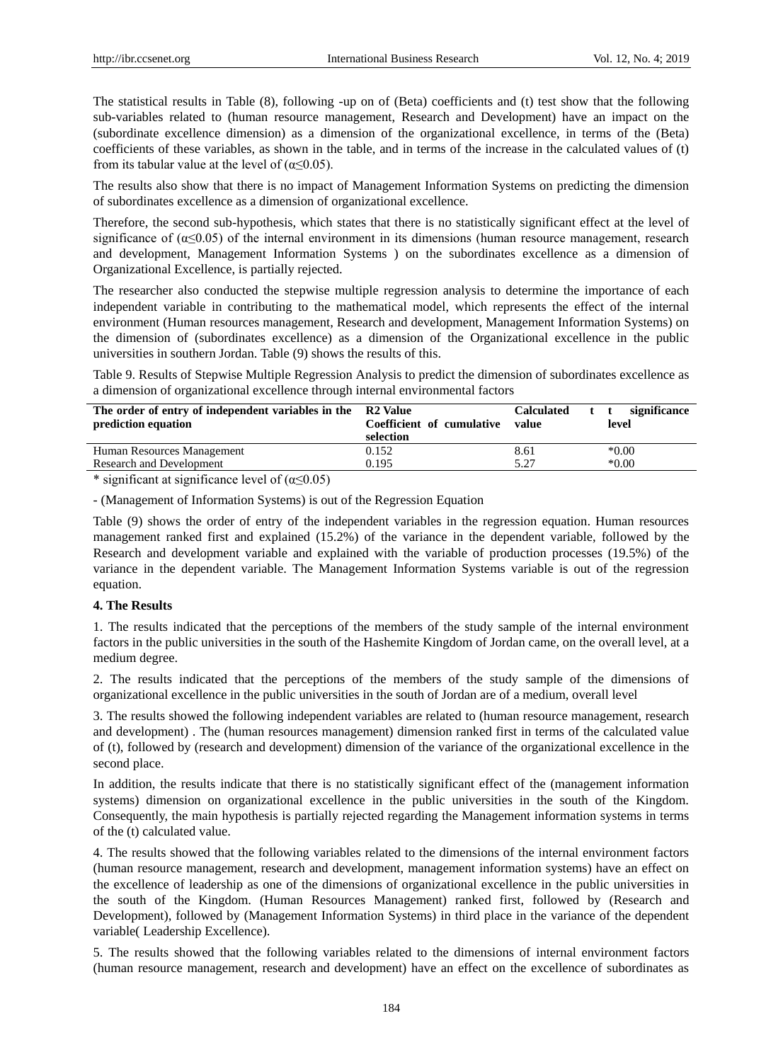The statistical results in Table (8), following -up on of (Beta) coefficients and (t) test show that the following sub-variables related to (human resource management, Research and Development) have an impact on the (subordinate excellence dimension) as a dimension of the organizational excellence, in terms of the (Beta) coefficients of these variables, as shown in the table, and in terms of the increase in the calculated values of (t) from its tabular value at the level of (α≤0.05).

The results also show that there is no impact of Management Information Systems on predicting the dimension of subordinates excellence as a dimension of organizational excellence.

Therefore, the second sub-hypothesis, which states that there is no statistically significant effect at the level of significance of (α≤0.05) of the internal environment in its dimensions (human resource management, research and development, Management Information Systems ) on the subordinates excellence as a dimension of Organizational Excellence, is partially rejected.

The researcher also conducted the stepwise multiple regression analysis to determine the importance of each independent variable in contributing to the mathematical model, which represents the effect of the internal environment (Human resources management, Research and development, Management Information Systems) on the dimension of (subordinates excellence) as a dimension of the Organizational excellence in the public universities in southern Jordan. Table (9) shows the results of this.

Table 9. Results of Stepwise Multiple Regression Analysis to predict the dimension of subordinates excellence as a dimension of organizational excellence through internal environmental factors

| The order of entry of independent variables in the prediction equation | R2 Value Coefficient of cumulative selection | Calculated t value | t significance level |
|---|---|---|---|
| Human Resources Management | 0.152 | 8.61 | *0.00 |
| Research and Development | 0.195 | 5.27 | *0.00 |

* significant at significance level of (α≤0.05)

- (Management of Information Systems) is out of the Regression Equation

Table (9) shows the order of entry of the independent variables in the regression equation. Human resources management ranked first and explained (15.2%) of the variance in the dependent variable, followed by the Research and development variable and explained with the variable of production processes (19.5%) of the variance in the dependent variable. The Management Information Systems variable is out of the regression equation.

**4. The Results**

1. The results indicated that the perceptions of the members of the study sample of the internal environment factors in the public universities in the south of the Hashemite Kingdom of Jordan came, on the overall level, at a medium degree.

2. The results indicated that the perceptions of the members of the study sample of the dimensions of organizational excellence in the public universities in the south of Jordan are of a medium, overall level

3. The results showed the following independent variables are related to (human resource management, research and development) . The (human resources management) dimension ranked first in terms of the calculated value of (t), followed by (research and development) dimension of the variance of the organizational excellence in the second place.

In addition, the results indicate that there is no statistically significant effect of the (management information systems) dimension on organizational excellence in the public universities in the south of the Kingdom. Consequently, the main hypothesis is partially rejected regarding the Management information systems in terms of the (t) calculated value.

4. The results showed that the following variables related to the dimensions of the internal environment factors (human resource management, research and development, management information systems) have an effect on the excellence of leadership as one of the dimensions of organizational excellence in the public universities in the south of the Kingdom. (Human Resources Management) ranked first, followed by (Research and Development), followed by (Management Information Systems) in third place in the variance of the dependent variable( Leadership Excellence).

5. The results showed that the following variables related to the dimensions of internal environment factors (human resource management, research and development) have an effect on the excellence of subordinates as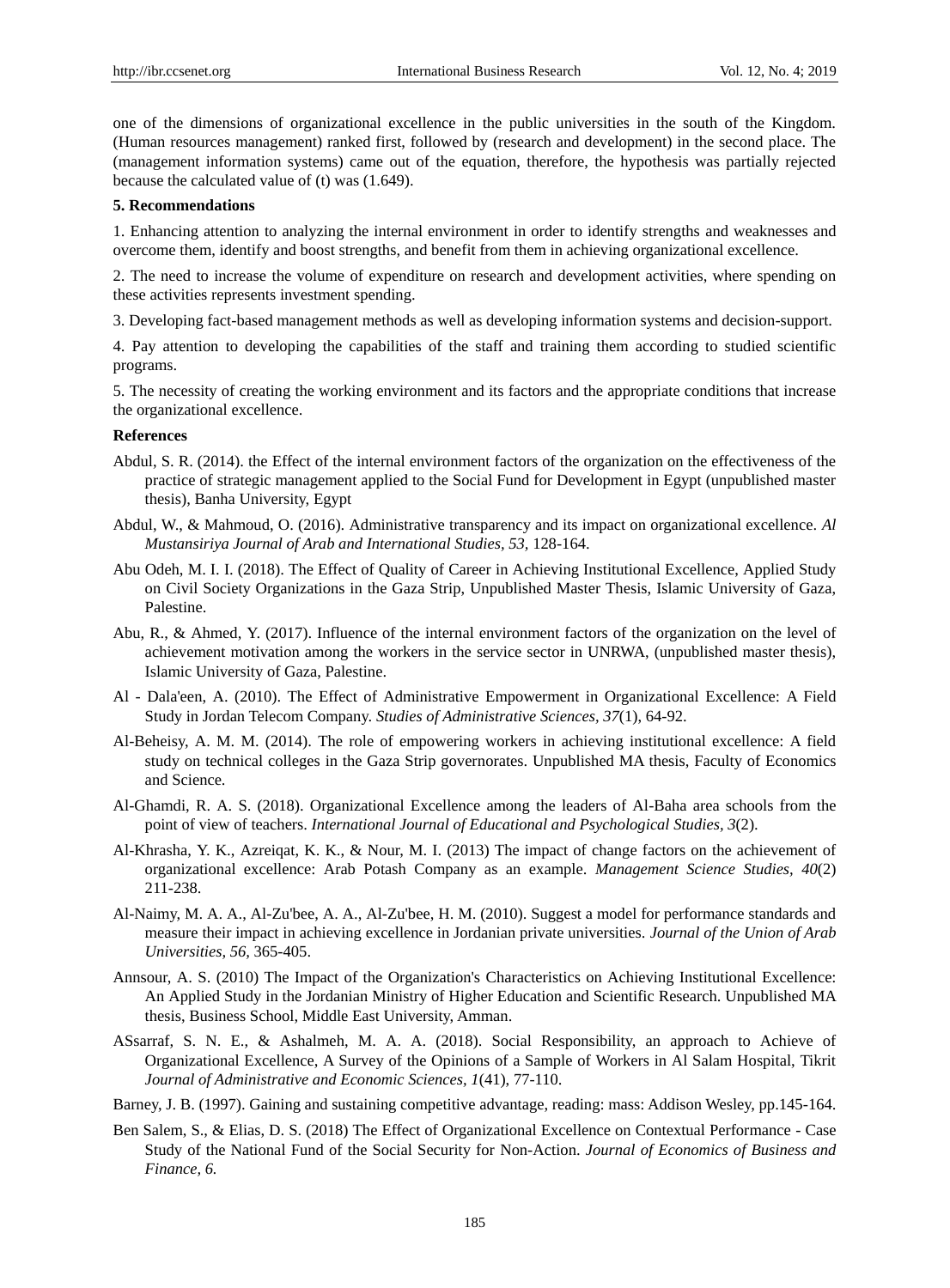one of the dimensions of organizational excellence in the public universities in the south of the Kingdom. (Human resources management) ranked first, followed by (research and development) in the second place. The (management information systems) came out of the equation, therefore, the hypothesis was partially rejected because the calculated value of (t) was (1.649).

## 5. Recommendations

1. Enhancing attention to analyzing the internal environment in order to identify strengths and weaknesses and overcome them, identify and boost strengths, and benefit from them in achieving organizational excellence.

2. The need to increase the volume of expenditure on research and development activities, where spending on these activities represents investment spending.

3. Developing fact-based management methods as well as developing information systems and decision-support.

4. Pay attention to developing the capabilities of the staff and training them according to studied scientific programs.

5. The necessity of creating the working environment and its factors and the appropriate conditions that increase the organizational excellence.

## References

Abdul, S. R. (2014). the Effect of the internal environment factors of the organization on the effectiveness of the practice of strategic management applied to the Social Fund for Development in Egypt (unpublished master thesis), Banha University, Egypt

Abdul, W., & Mahmoud, O. (2016). Administrative transparency and its impact on organizational excellence. *Al Mustansiriya Journal of Arab and International Studies, 53*, 128-164.

Abu Odeh, M. I. I. (2018). The Effect of Quality of Career in Achieving Institutional Excellence, Applied Study on Civil Society Organizations in the Gaza Strip, Unpublished Master Thesis, Islamic University of Gaza, Palestine.

Abu, R., & Ahmed, Y. (2017). Influence of the internal environment factors of the organization on the level of achievement motivation among the workers in the service sector in UNRWA, (unpublished master thesis), Islamic University of Gaza, Palestine.

Al - Dala'een, A. (2010). The Effect of Administrative Empowerment in Organizational Excellence: A Field Study in Jordan Telecom Company. *Studies of Administrative Sciences, 37*(1), 64-92.

Al-Beheisy, A. M. M. (2014). The role of empowering workers in achieving institutional excellence: A field study on technical colleges in the Gaza Strip governorates. Unpublished MA thesis, Faculty of Economics and Science.

Al-Ghamdi, R. A. S. (2018). Organizational Excellence among the leaders of Al-Baha area schools from the point of view of teachers. *International Journal of Educational and Psychological Studies, 3*(2).

Al-Khrasha, Y. K., Azreiqat, K. K., & Nour, M. I. (2013) The impact of change factors on the achievement of organizational excellence: Arab Potash Company as an example. *Management Science Studies, 40*(2) 211-238.

Al-Naimy, M. A. A., Al-Zu'bee, A. A., Al-Zu'bee, H. M. (2010). Suggest a model for performance standards and measure their impact in achieving excellence in Jordanian private universities. *Journal of the Union of Arab Universities, 56*, 365-405.

Annsour, A. S. (2010) The Impact of the Organization's Characteristics on Achieving Institutional Excellence: An Applied Study in the Jordanian Ministry of Higher Education and Scientific Research. Unpublished MA thesis, Business School, Middle East University, Amman.

ASsarraf, S. N. E., & Ashalmeh, M. A. A. (2018). Social Responsibility, an approach to Achieve of Organizational Excellence, A Survey of the Opinions of a Sample of Workers in Al Salam Hospital, Tikrit *Journal of Administrative and Economic Sciences, 1*(41), 77-110.

Barney, J. B. (1997). Gaining and sustaining competitive advantage, reading: mass: Addison Wesley, pp.145-164.

Ben Salem, S., & Elias, D. S. (2018) The Effect of Organizational Excellence on Contextual Performance - Case Study of the National Fund of the Social Security for Non-Action. *Journal of Economics of Business and Finance, 6.*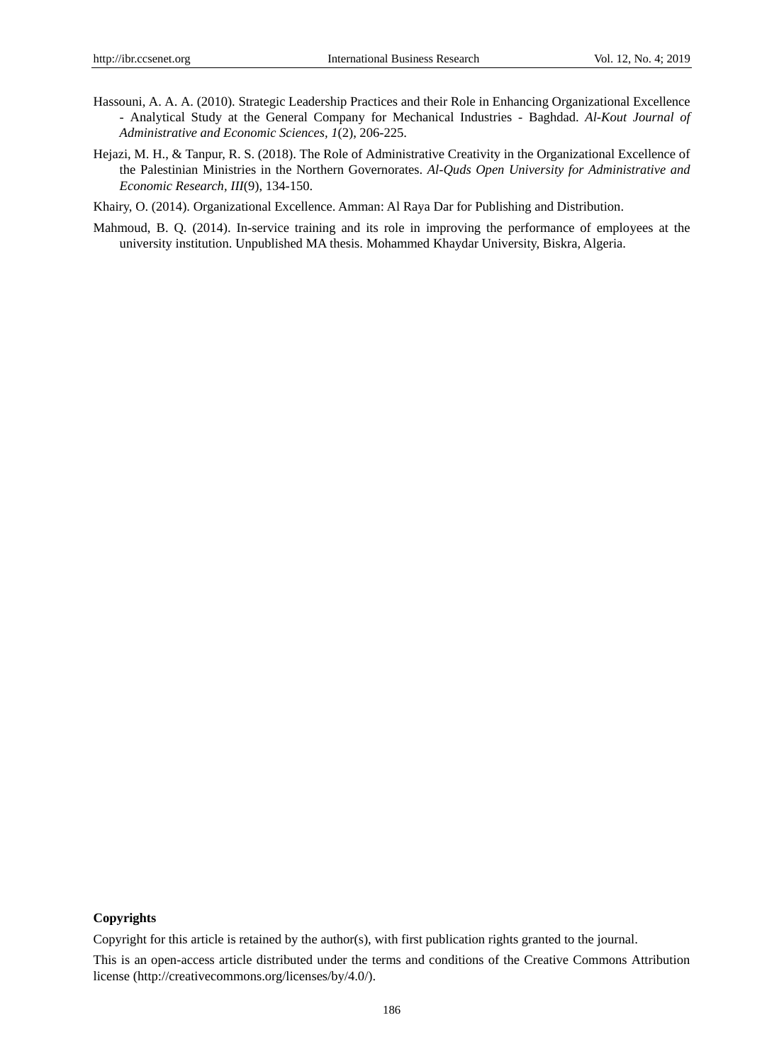Hassouni, A. A. A. (2010). Strategic Leadership Practices and their Role in Enhancing Organizational Excellence - Analytical Study at the General Company for Mechanical Industries - Baghdad. *Al-Kout Journal of Administrative and Economic Sciences, 1*(2), 206-225.

Hejazi, M. H., & Tanpur, R. S. (2018). The Role of Administrative Creativity in the Organizational Excellence of the Palestinian Ministries in the Northern Governorates. *Al-Quds Open University for Administrative and Economic Research, III*(9), 134-150.

Khairy, O. (2014). Organizational Excellence. Amman: Al Raya Dar for Publishing and Distribution.

Mahmoud, B. Q. (2014). In-service training and its role in improving the performance of employees at the university institution. Unpublished MA thesis. Mohammed Khaydar University, Biskra, Algeria.

**Copyrights**

Copyright for this article is retained by the author(s), with first publication rights granted to the journal.

This is an open-access article distributed under the terms and conditions of the Creative Commons Attribution license (http://creativecommons.org/licenses/by/4.0/).